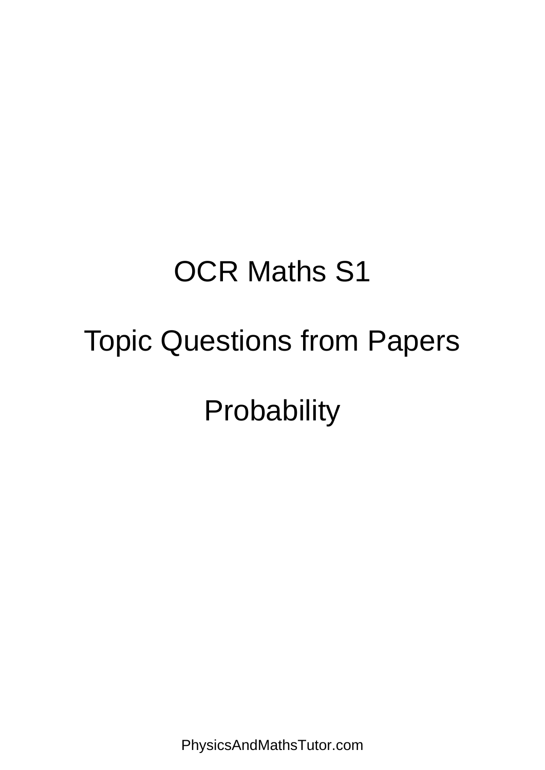# OCR Maths S1

# Topic Questions from Papers

# Probability

PhysicsAndMathsTutor.com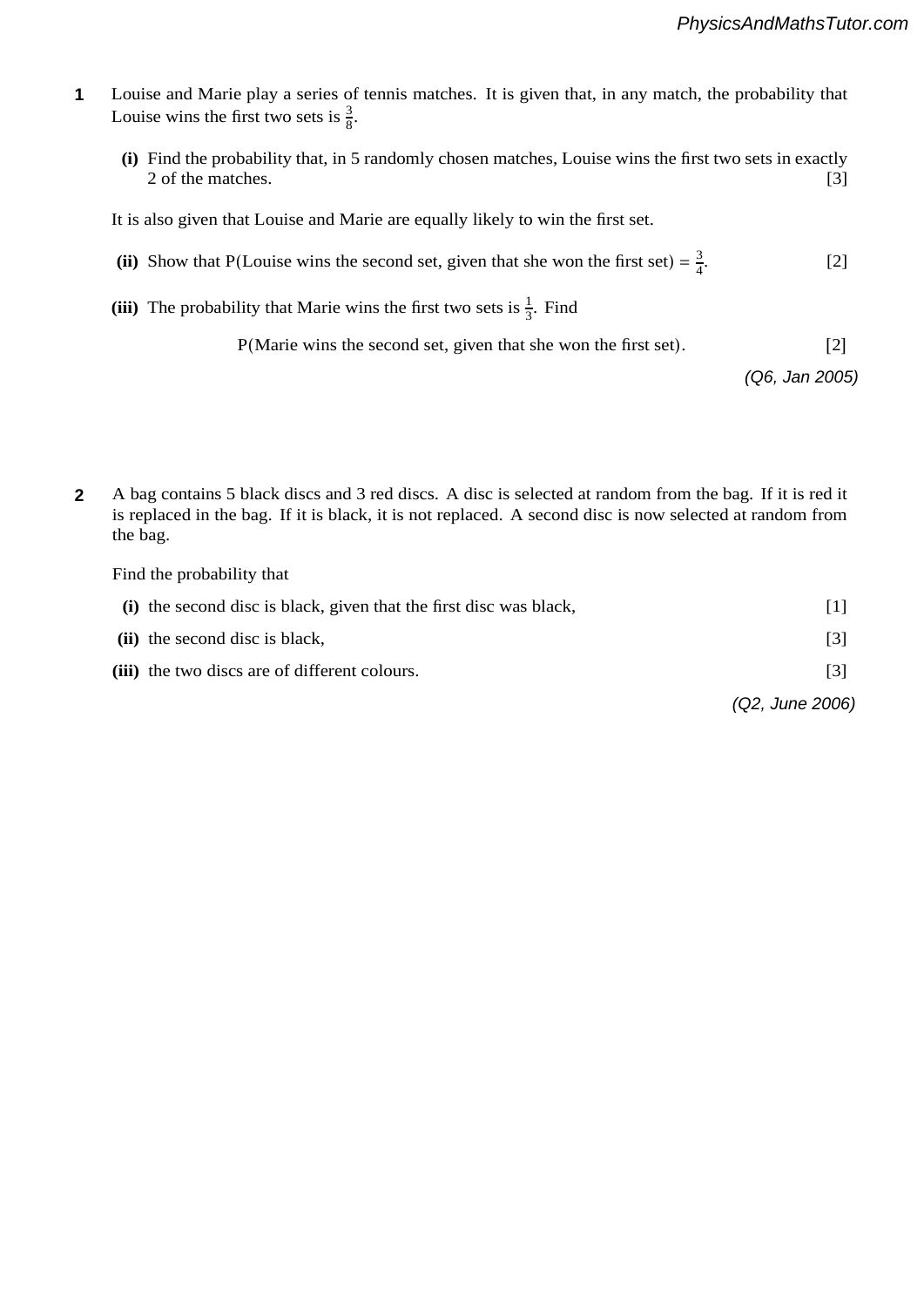**1** Louise and Marie play a series of tennis matches. It is given that, in any match, the probability that Louise wins the first two sets is $\frac{3}{8}$.

**(i)** Find the probability that, in 5 randomly chosen matches, Louise wins the first two sets in exactly 2 of the matches. [3]

It is also given that Louise and Marie are equally likely to win the first set.

**(ii)** Show that P(Louise wins the second set, given that she won the first set) $= \frac{3}{4}$. [2]

**(iii)** The probability that Marie wins the first two sets is $\frac{1}{3}$. Find

$$\text{P(Marie wins the second set, given that she won the first set)}. \quad [2]$$

*(Q6, Jan 2005)*

**2** A bag contains 5 black discs and 3 red discs. A disc is selected at random from the bag. If it is red it is replaced in the bag. If it is black, it is not replaced. A second disc is now selected at random from the bag.

Find the probability that

**(i)** the second disc is black, given that the first disc was black, [1]

**(ii)** the second disc is black, [3]

**(iii)** the two discs are of different colours. [3]

*(Q2, June 2006)*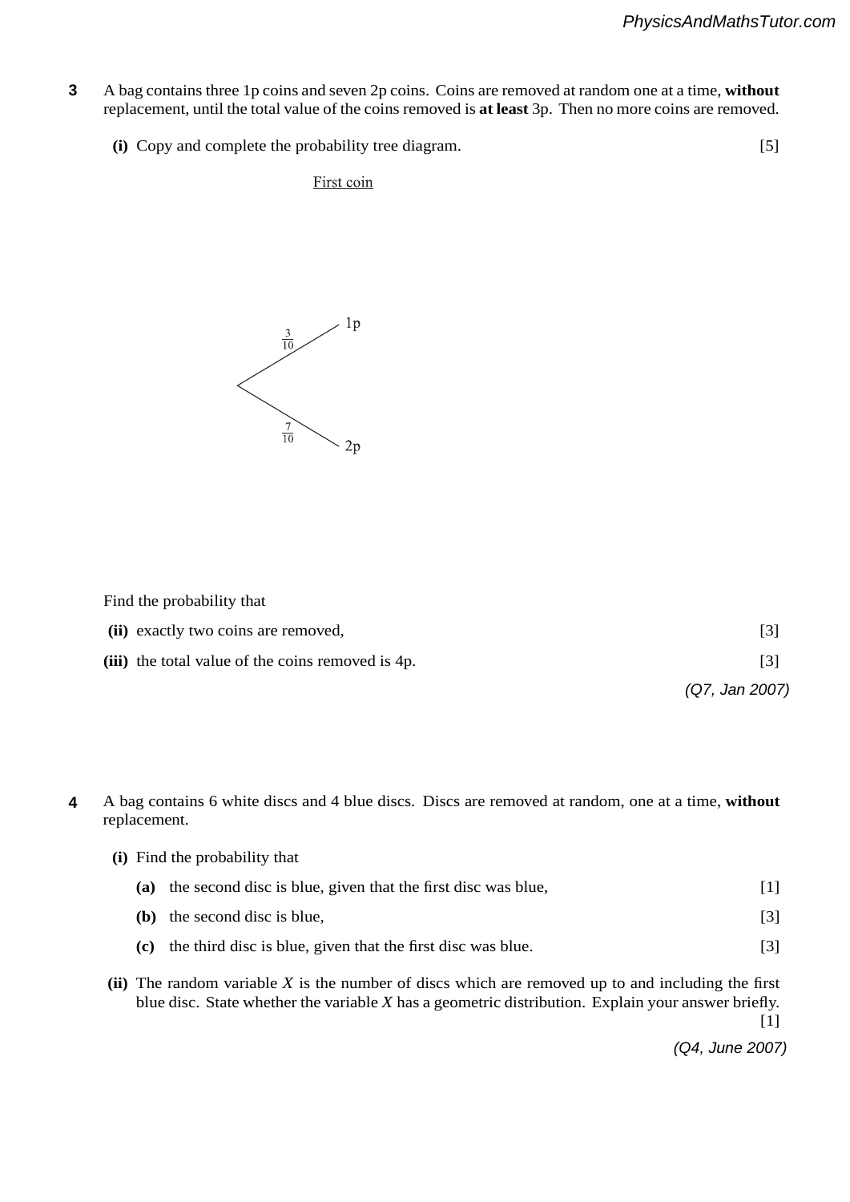**3** A bag contains three 1p coins and seven 2p coins. Coins are removed at random one at a time, **without** replacement, until the total value of the coins removed is **at least** 3p. Then no more coins are removed.

**(i)** Copy and complete the probability tree diagram. [5]

First coin

$\frac{3}{10}$ 1p

$\frac{7}{10}$ 2p

Find the probability that

**(ii)** exactly two coins are removed, [3]

**(iii)** the total value of the coins removed is 4p. [3]

*(Q7, Jan 2007)*

**4** A bag contains 6 white discs and 4 blue discs. Discs are removed at random, one at a time, **without** replacement.

**(i)** Find the probability that

**(a)** the second disc is blue, given that the first disc was blue, [1]

**(b)** the second disc is blue, [3]

**(c)** the third disc is blue, given that the first disc was blue. [3]

**(ii)** The random variable $X$ is the number of discs which are removed up to and including the first blue disc. State whether the variable $X$ has a geometric distribution. Explain your answer briefly. [1]

*(Q4, June 2007)*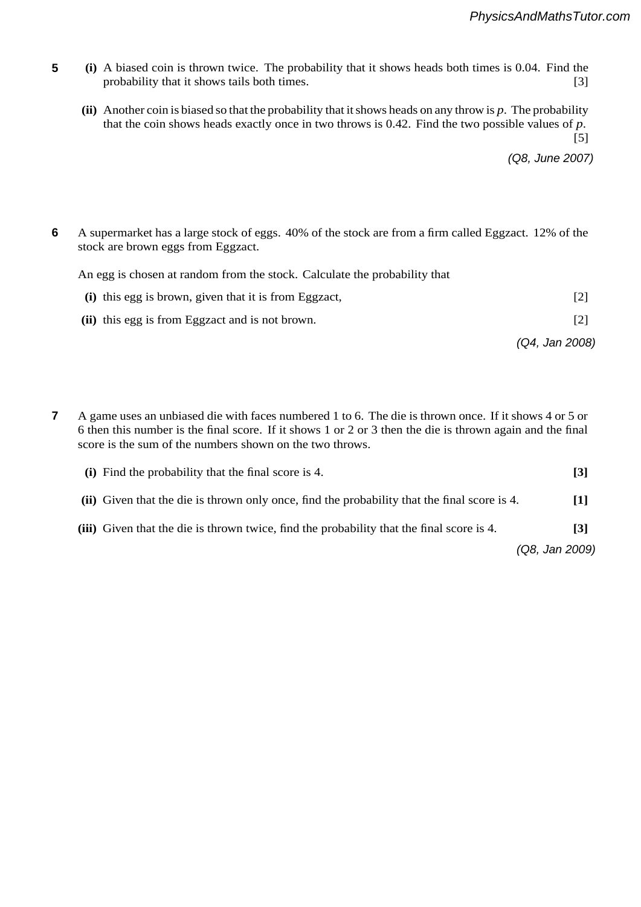**5** **(i)** A biased coin is thrown twice. The probability that it shows heads both times is 0.04. Find the probability that it shows tails both times. [3]

**(ii)** Another coin is biased so that the probability that it shows heads on any throw is $p$. The probability that the coin shows heads exactly once in two throws is 0.42. Find the two possible values of $p$. [5]

*(Q8, June 2007)*

**6** A supermarket has a large stock of eggs. 40% of the stock are from a firm called Eggzact. 12% of the stock are brown eggs from Eggzact.

An egg is chosen at random from the stock. Calculate the probability that

**(i)** this egg is brown, given that it is from Eggzact, [2]

**(ii)** this egg is from Eggzact and is not brown. [2]

*(Q4, Jan 2008)*

**7** A game uses an unbiased die with faces numbered 1 to 6. The die is thrown once. If it shows 4 or 5 or 6 then this number is the final score. If it shows 1 or 2 or 3 then the die is thrown again and the final score is the sum of the numbers shown on the two throws.

**(i)** Find the probability that the final score is 4. **[3]**

**(ii)** Given that the die is thrown only once, find the probability that the final score is 4. **[1]**

**(iii)** Given that the die is thrown twice, find the probability that the final score is 4. **[3]**

*(Q8, Jan 2009)*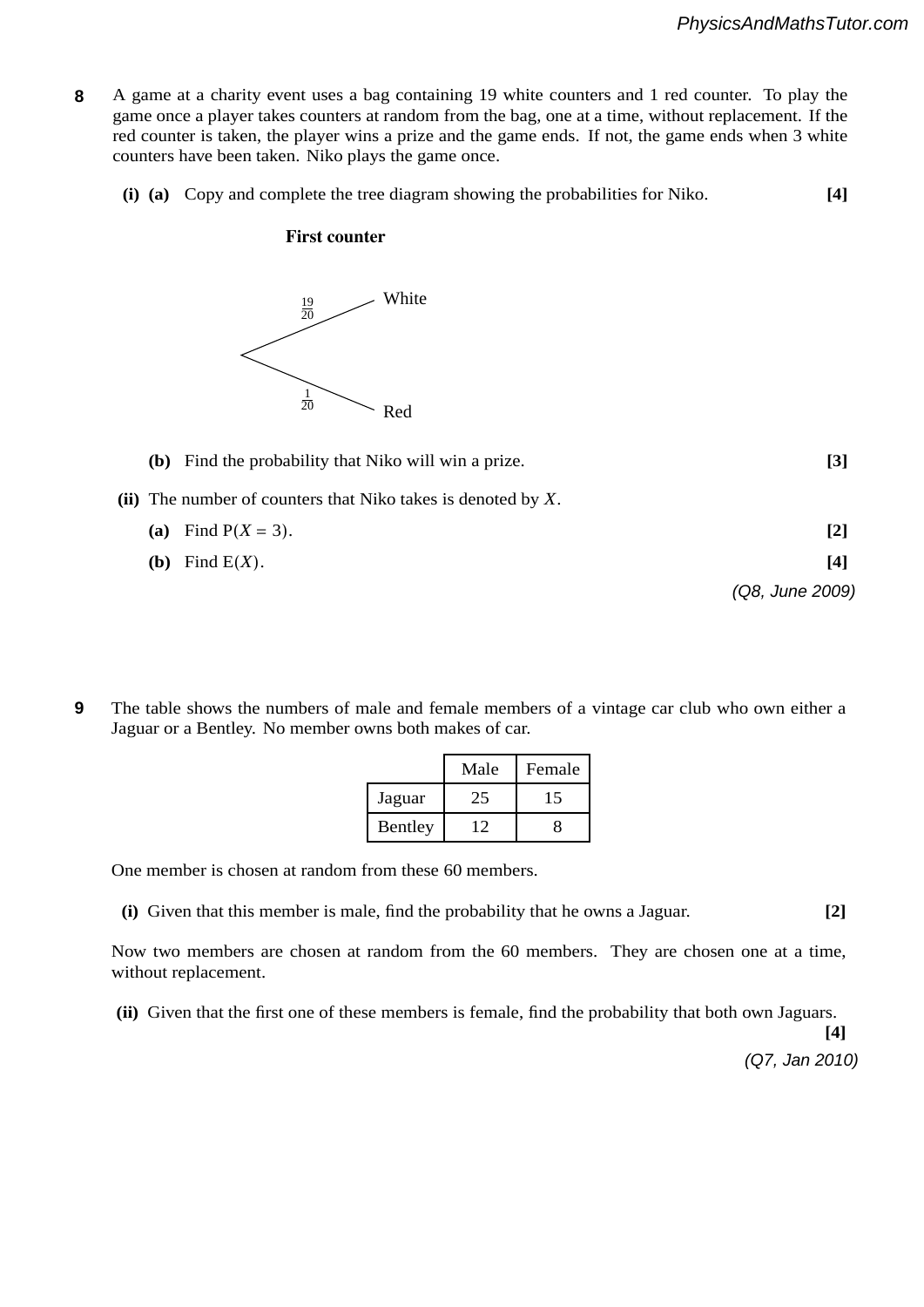**8** A game at a charity event uses a bag containing 19 white counters and 1 red counter. To play the game once a player takes counters at random from the bag, one at a time, without replacement. If the red counter is taken, the player wins a prize and the game ends. If not, the game ends when 3 white counters have been taken. Niko plays the game once.

**(i) (a)** Copy and complete the tree diagram showing the probabilities for Niko. **[4]**

**First counter**

$\frac{19}{20}$ White

$\frac{1}{20}$ Red

**(b)** Find the probability that Niko will win a prize. **[3]**

**(ii)** The number of counters that Niko takes is denoted by $X$.

**(a)** Find $P(X = 3)$. **[2]**

**(b)** Find $E(X)$. **[4]**

*(Q8, June 2009)*

**9** The table shows the numbers of male and female members of a vintage car club who own either a Jaguar or a Bentley. No member owns both makes of car.

| | Male | Female |
|---|---|---|
| Jaguar | 25 | 15 |
| Bentley | 12 | 8 |

One member is chosen at random from these 60 members.

**(i)** Given that this member is male, find the probability that he owns a Jaguar. **[2]**

Now two members are chosen at random from the 60 members. They are chosen one at a time, without replacement.

**(ii)** Given that the first one of these members is female, find the probability that both own Jaguars. **[4]**

*(Q7, Jan 2010)*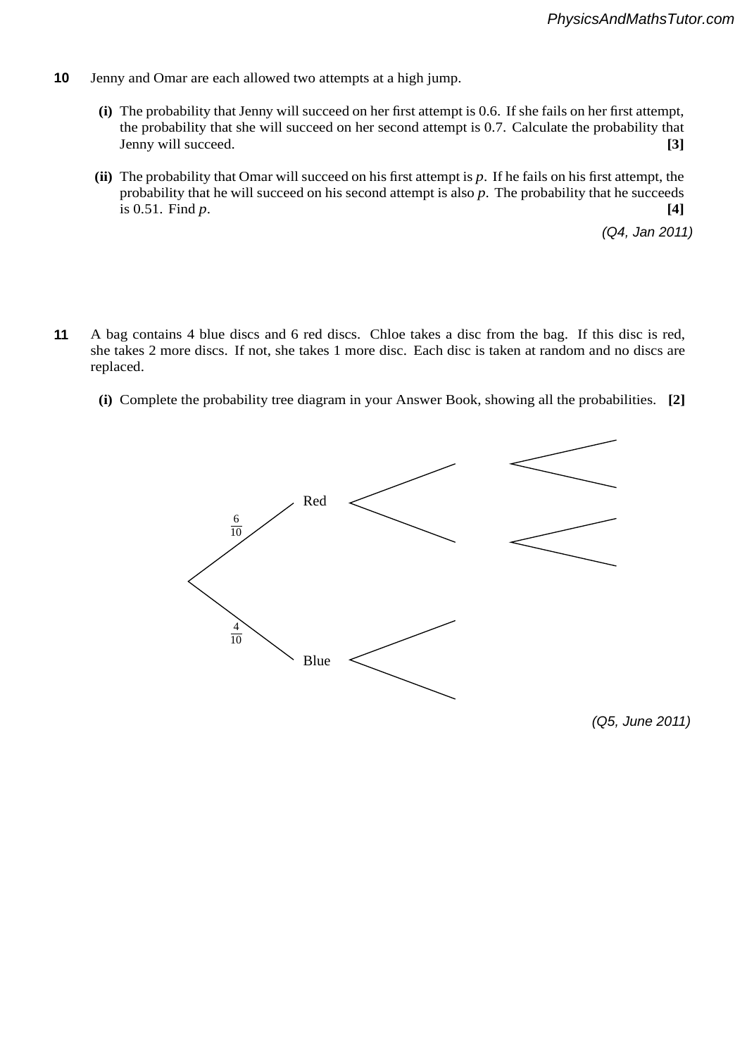**10** Jenny and Omar are each allowed two attempts at a high jump.

**(i)** The probability that Jenny will succeed on her first attempt is 0.6. If she fails on her first attempt, the probability that she will succeed on her second attempt is 0.7. Calculate the probability that Jenny will succeed. **[3]**

**(ii)** The probability that Omar will succeed on his first attempt is $p$. If he fails on his first attempt, the probability that he will succeed on his second attempt is also $p$. The probability that he succeeds is 0.51. Find $p$. **[4]**

*(Q4, Jan 2011)*

**11** A bag contains 4 blue discs and 6 red discs. Chloe takes a disc from the bag. If this disc is red, she takes 2 more discs. If not, she takes 1 more disc. Each disc is taken at random and no discs are replaced.

**(i)** Complete the probability tree diagram in your Answer Book, showing all the probabilities. **[2]**

$\frac{6}{10}$ Red

$\frac{4}{10}$ Blue

*(Q5, June 2011)*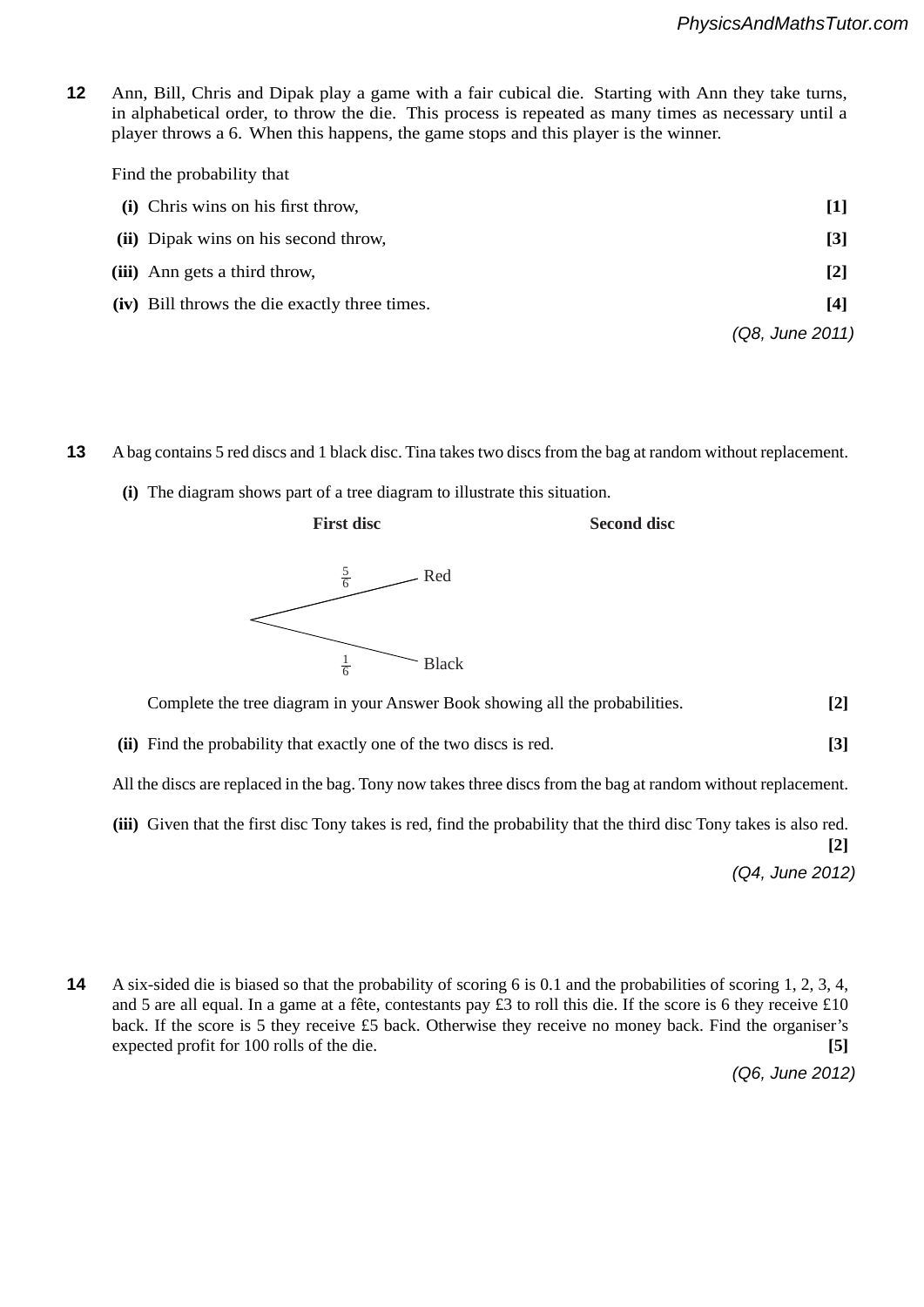**12** Ann, Bill, Chris and Dipak play a game with a fair cubical die. Starting with Ann they take turns, in alphabetical order, to throw the die. This process is repeated as many times as necessary until a player throws a 6. When this happens, the game stops and this player is the winner.

Find the probability that

**(i)** Chris wins on his first throw, **[1]**

**(ii)** Dipak wins on his second throw, **[3]**

**(iii)** Ann gets a third throw, **[2]**

**(iv)** Bill throws the die exactly three times. **[4]**

*(Q8, June 2011)*

**13** A bag contains 5 red discs and 1 black disc. Tina takes two discs from the bag at random without replacement.

**(i)** The diagram shows part of a tree diagram to illustrate this situation.

| **First disc** | | **Second disc** |
|---|---|---|
| $\frac{5}{6}$ | Red | |
| $\frac{1}{6}$ | Black | |

Complete the tree diagram in your Answer Book showing all the probabilities. **[2]**

**(ii)** Find the probability that exactly one of the two discs is red. **[3]**

All the discs are replaced in the bag. Tony now takes three discs from the bag at random without replacement.

**(iii)** Given that the first disc Tony takes is red, find the probability that the third disc Tony takes is also red. **[2]**

*(Q4, June 2012)*

**14** A six-sided die is biased so that the probability of scoring 6 is 0.1 and the probabilities of scoring 1, 2, 3, 4, and 5 are all equal. In a game at a fête, contestants pay £3 to roll this die. If the score is 6 they receive £10 back. If the score is 5 they receive £5 back. Otherwise they receive no money back. Find the organiser's expected profit for 100 rolls of the die. **[5]**

*(Q6, June 2012)*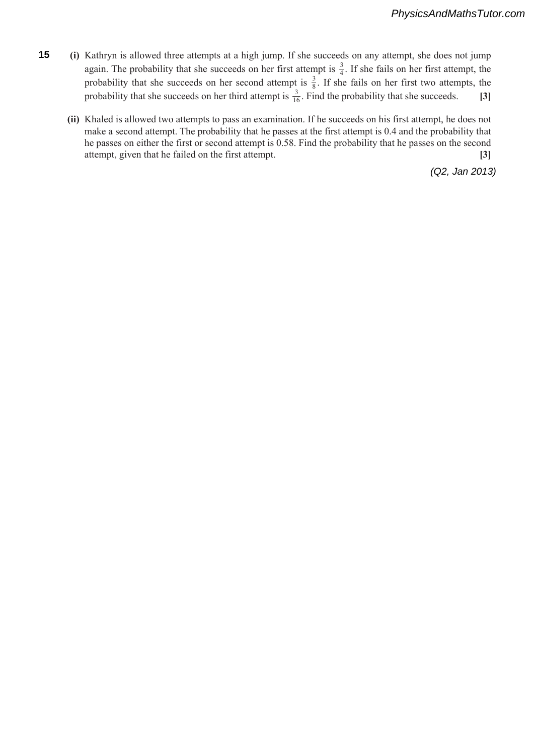**15** **(i)** Kathryn is allowed three attempts at a high jump. If she succeeds on any attempt, she does not jump again. The probability that she succeeds on her first attempt is $\frac{3}{4}$. If she fails on her first attempt, the probability that she succeeds on her second attempt is $\frac{3}{8}$. If she fails on her first two attempts, the probability that she succeeds on her third attempt is $\frac{3}{16}$. Find the probability that she succeeds. **[3]**

**(ii)** Khaled is allowed two attempts to pass an examination. If he succeeds on his first attempt, he does not make a second attempt. The probability that he passes at the first attempt is 0.4 and the probability that he passes on either the first or second attempt is 0.58. Find the probability that he passes on the second attempt, given that he failed on the first attempt. **[3]**

*(Q2, Jan 2013)*